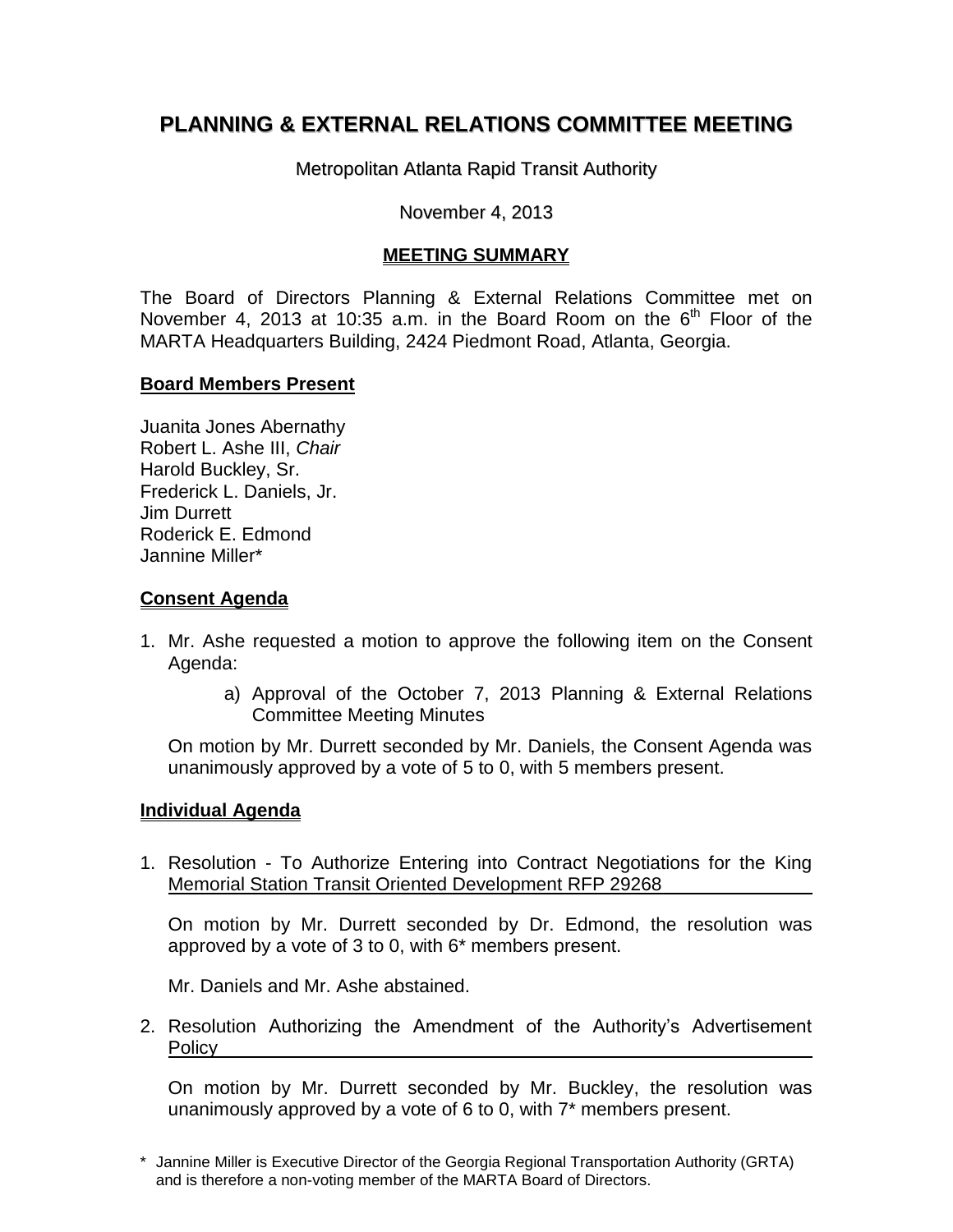# PLANNING & EXTERNAL RELATIONS COMMITTEE MEETING

Metropolitan Atlanta Rapid Transit Authority

November 4, 2013

## MEETING SUMMARY

The Board of Directors Planning & External Relations Committee met on November 4, 2013 at 10:35 a.m. in the Board Room on the 6th Floor of the MARTA Headquarters Building, 2424 Piedmont Road, Atlanta, Georgia.

### Board Members Present

Juanita Jones Abernathy
Robert L. Ashe III, *Chair*
Harold Buckley, Sr.
Frederick L. Daniels, Jr.
Jim Durrett
Roderick E. Edmond
Jannine Miller*

### Consent Agenda

1. Mr. Ashe requested a motion to approve the following item on the Consent Agenda:

   a) Approval of the October 7, 2013 Planning & External Relations Committee Meeting Minutes

   On motion by Mr. Durrett seconded by Mr. Daniels, the Consent Agenda was unanimously approved by a vote of 5 to 0, with 5 members present.

### Individual Agenda

1. Resolution - To Authorize Entering into Contract Negotiations for the King Memorial Station Transit Oriented Development RFP 29268

   On motion by Mr. Durrett seconded by Dr. Edmond, the resolution was approved by a vote of 3 to 0, with 6* members present.

   Mr. Daniels and Mr. Ashe abstained.

2. Resolution Authorizing the Amendment of the Authority's Advertisement Policy

   On motion by Mr. Durrett seconded by Mr. Buckley, the resolution was unanimously approved by a vote of 6 to 0, with 7* members present.

\* Jannine Miller is Executive Director of the Georgia Regional Transportation Authority (GRTA) and is therefore a non-voting member of the MARTA Board of Directors.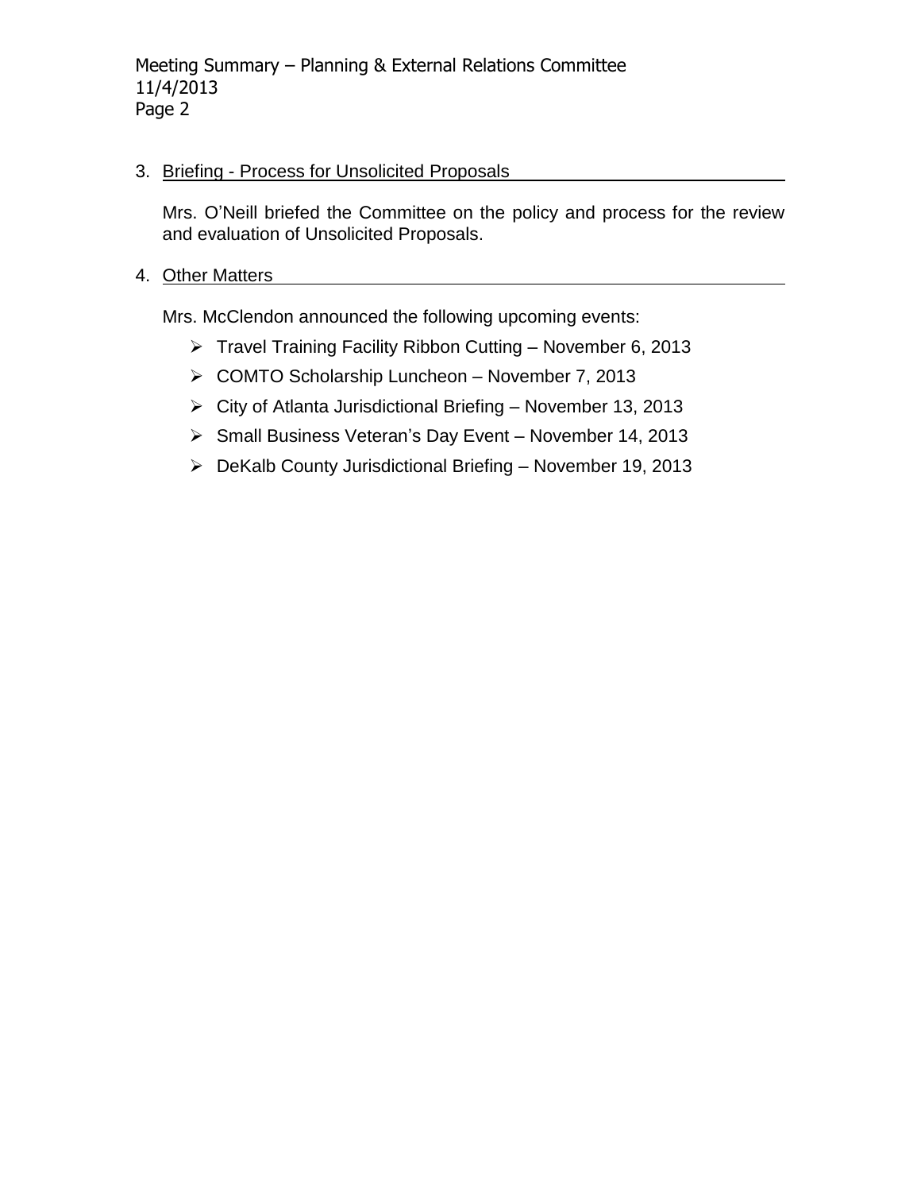3. Briefing - Process for Unsolicited Proposals

   Mrs. O'Neill briefed the Committee on the policy and process for the review and evaluation of Unsolicited Proposals.

4. Other Matters

   Mrs. McClendon announced the following upcoming events:

   - Travel Training Facility Ribbon Cutting – November 6, 2013
   - COMTO Scholarship Luncheon – November 7, 2013
   - City of Atlanta Jurisdictional Briefing – November 13, 2013
   - Small Business Veteran's Day Event – November 14, 2013
   - DeKalb County Jurisdictional Briefing – November 19, 2013